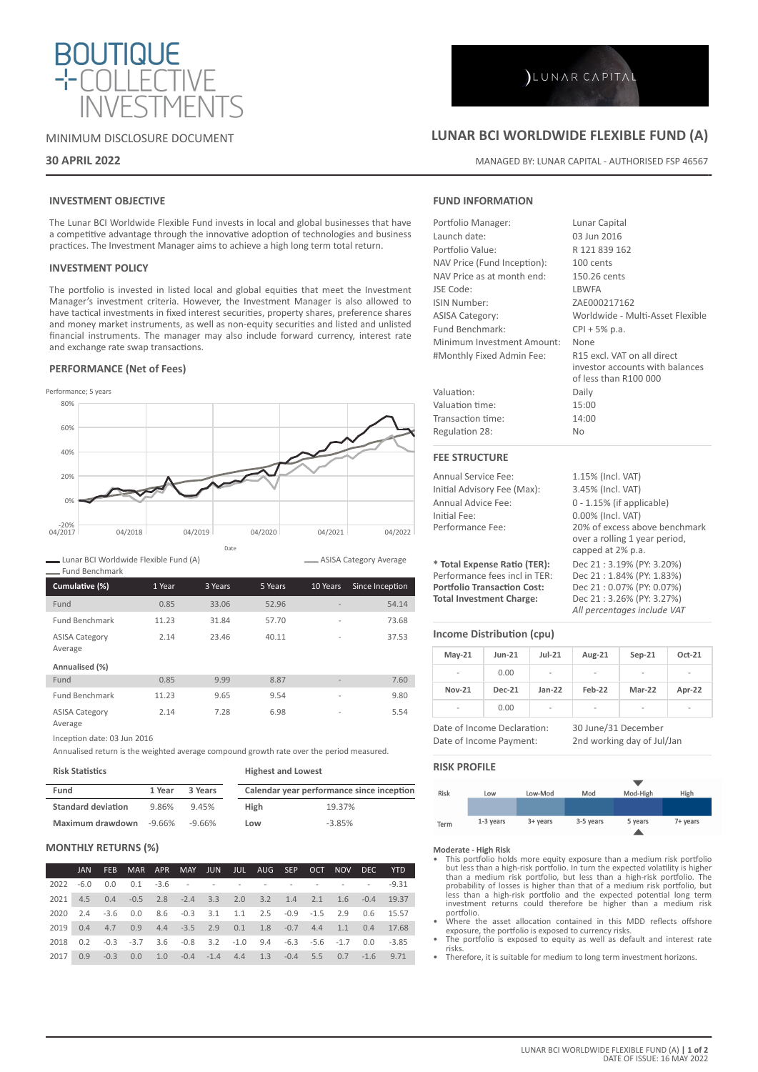BOUTIQUE COLLECTIVE INVESTMENTS

MINIMUM DISCLOSURE DOCUMENT

**30 APRIL 2022**

LUNAR CAPITAL

# LUNAR BCI WORLDWIDE FLEXIBLE FUND (A)

MANAGED BY: LUNAR CAPITAL - AUTHORISED FSP 46567

## INVESTMENT OBJECTIVE

The Lunar BCI Worldwide Flexible Fund invests in local and global businesses that have a competitive advantage through the innovative adoption of technologies and business practices. The Investment Manager aims to achieve a high long term total return.

## INVESTMENT POLICY

The portfolio is invested in listed local and global equities that meet the Investment Manager's investment criteria. However, the Investment Manager is also allowed to have tactical investments in fixed interest securities, property shares, preference shares and money market instruments, as well as non-equity securities and listed and unlisted financial instruments. The manager may also include forward currency, interest rate and exchange rate swap transactions.

## PERFORMANCE (Net of Fees)

Performance; 5 years

Lunar BCI Worldwide Flexible Fund (A) — ASISA Category Average — Fund Benchmark

| Cumulative (%) | 1 Year | 3 Years | 5 Years | 10 Years | Since Inception |
|---|---|---|---|---|---|
| Fund | 0.85 | 33.06 | 52.96 | - | 54.14 |
| Fund Benchmark | 11.23 | 31.84 | 57.70 | - | 73.68 |
| ASISA Category Average | 2.14 | 23.46 | 40.11 | - | 37.53 |
| **Annualised (%)** | | | | | |
| Fund | 0.85 | 9.99 | 8.87 | - | 7.60 |
| Fund Benchmark | 11.23 | 9.65 | 9.54 | - | 9.80 |
| ASISA Category Average | 2.14 | 7.28 | 6.98 | - | 5.54 |

Inception date: 03 Jun 2016

Annualised return is the weighted average compound growth rate over the period measured.

**Risk Statistics**

| Fund | 1 Year | 3 Years |
|---|---|---|
| **Standard deviation** | 9.86% | 9.45% |
| **Maximum drawdown** | -9.66% | -9.66% |

**Highest and Lowest**

| Calendar year performance since inception | |
|---|---|
| **High** | 19.37% |
| **Low** | -3.85% |

## MONTHLY RETURNS (%)

| | JAN | FEB | MAR | APR | MAY | JUN | JUL | AUG | SEP | OCT | NOV | DEC | YTD |
|---|---|---|---|---|---|---|---|---|---|---|---|---|---|
| 2022 | -6.0 | 0.0 | 0.1 | -3.6 | - | - | - | - | - | - | - | - | -9.31 |
| 2021 | 4.5 | 0.4 | -0.5 | 2.8 | -2.4 | 3.3 | 2.0 | 3.2 | 1.4 | 2.1 | 1.6 | -0.4 | 19.37 |
| 2020 | 2.4 | -3.6 | 0.0 | 8.6 | -0.3 | 3.1 | 1.1 | 2.5 | -0.9 | -1.5 | 2.9 | 0.6 | 15.57 |
| 2019 | 0.4 | 4.7 | 0.9 | 4.4 | -3.5 | 2.9 | 0.1 | 1.8 | -0.7 | 4.4 | 1.1 | 0.4 | 17.68 |
| 2018 | 0.2 | -0.3 | -3.7 | 3.6 | -0.8 | 3.2 | -1.0 | 9.4 | -6.3 | -5.6 | -1.7 | 0.0 | -3.85 |
| 2017 | 0.9 | -0.3 | 0.0 | 1.0 | -0.4 | -1.4 | 4.4 | 1.3 | -0.4 | 5.5 | 0.7 | -1.6 | 9.71 |

## FUND INFORMATION

| | |
|---|---|
| Portfolio Manager: | Lunar Capital |
| Launch date: | 03 Jun 2016 |
| Portfolio Value: | R 121 839 162 |
| NAV Price (Fund Inception): | 100 cents |
| NAV Price as at month end: | 150.26 cents |
| JSE Code: | LBWFA |
| ISIN Number: | ZAE000217162 |
| ASISA Category: | Worldwide - Multi-Asset Flexible |
| Fund Benchmark: | CPI + 5% p.a. |
| Minimum Investment Amount: | None |
| #Monthly Fixed Admin Fee: | R15 excl. VAT on all direct investor accounts with balances of less than R100 000 |
| Valuation: | Daily |
| Valuation time: | 15:00 |
| Transaction time: | 14:00 |
| Regulation 28: | No |

## FEE STRUCTURE

| | |
|---|---|
| Annual Service Fee: | 1.15% (Incl. VAT) |
| Initial Advisory Fee (Max): | 3.45% (Incl. VAT) |
| Annual Advice Fee: | 0 - 1.15% (if applicable) |
| Initial Fee: | 0.00% (Incl. VAT) |
| Performance Fee: | 20% of excess above benchmark over a rolling 1 year period, capped at 2% p.a. |
| **\* Total Expense Ratio (TER):** | Dec 21 : 3.19% (PY: 3.20%) |
| Performance fees incl in TER: | Dec 21 : 1.84% (PY: 1.83%) |
| **Portfolio Transaction Cost:** | Dec 21 : 0.07% (PY: 0.07%) |
| **Total Investment Charge:** | Dec 21 : 3.26% (PY: 3.27%) |

*All percentages include VAT*

## Income Distribution (cpu)

| May-21 | Jun-21 | Jul-21 | Aug-21 | Sep-21 | Oct-21 |
|---|---|---|---|---|---|
| - | 0.00 | - | - | - | - |
| **Nov-21** | **Dec-21** | **Jan-22** | **Feb-22** | **Mar-22** | **Apr-22** |
| - | 0.00 | - | - | - | - |

| | |
|---|---|
| Date of Income Declaration: | 30 June/31 December |
| Date of Income Payment: | 2nd working day of Jul/Jan |

## RISK PROFILE

| Risk | Low | Low-Mod | Mod | Mod-High | High |
|---|---|---|---|---|---|
| Term | 1-3 years | 3+ years | 3-5 years | 5 years | 7+ years |

**Moderate - High Risk**

- This portfolio holds more equity exposure than a medium risk portfolio but less than a high-risk portfolio. In turn the expected volatility is higher than a medium risk portfolio, but less than a high-risk portfolio. The probability of losses is higher than that of a medium risk portfolio, but less than a high-risk portfolio and the expected potential long term investment returns could therefore be higher than a medium risk portfolio.
- Where the asset allocation contained in this MDD reflects offshore exposure, the portfolio is exposed to currency risks.
- The portfolio is exposed to equity as well as default and interest rate risks.
- Therefore, it is suitable for medium to long term investment horizons.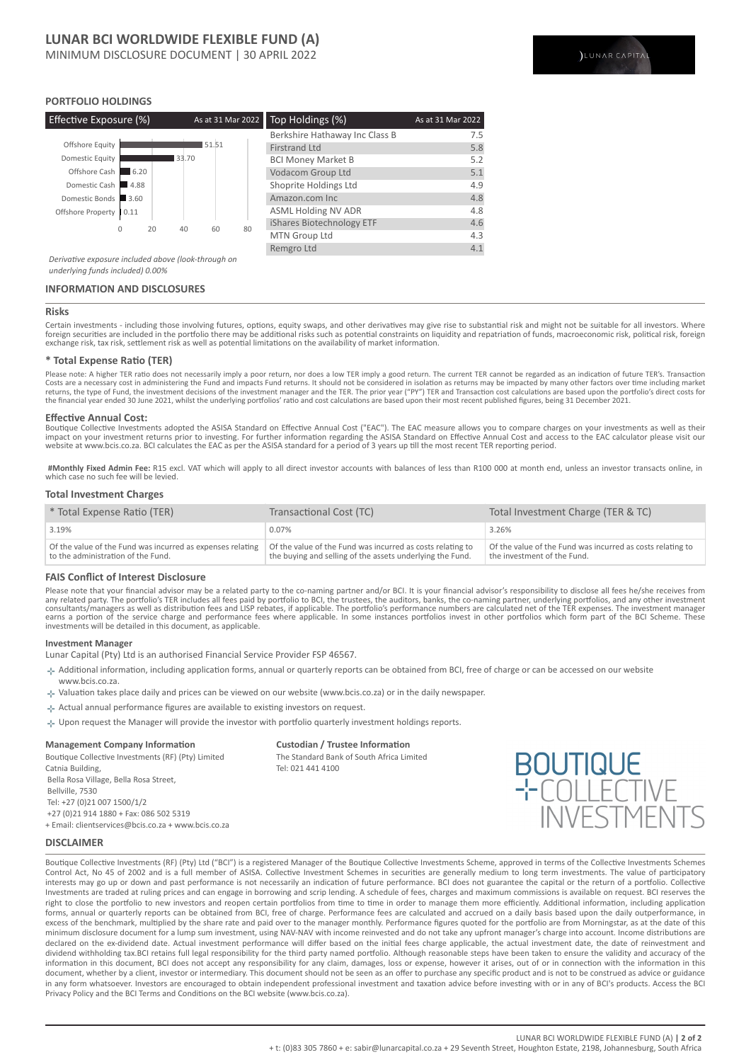# LUNAR BCI WORLDWIDE FLEXIBLE FUND (A)

MINIMUM DISCLOSURE DOCUMENT | 30 APRIL 2022

## PORTFOLIO HOLDINGS

Effective Exposure (%) As at 31 Mar 2022

Offshore Equity 51.51
Domestic Equity 33.70
Offshore Cash 6.20
Domestic Cash 4.88
Domestic Bonds 3.60
Offshore Property 0.11

0 20 40 60 80

*Derivative exposure included above (look-through on underlying funds included) 0.00%*

| Top Holdings (%) | As at 31 Mar 2022 |
|---|---|
| Berkshire Hathaway Inc Class B | 7.5 |
| Firstrand Ltd | 5.8 |
| BCI Money Market B | 5.2 |
| Vodacom Group Ltd | 5.1 |
| Shoprite Holdings Ltd | 4.9 |
| Amazon.com Inc | 4.8 |
| ASML Holding NV ADR | 4.8 |
| iShares Biotechnology ETF | 4.6 |
| MTN Group Ltd | 4.3 |
| Remgro Ltd | 4.1 |

## INFORMATION AND DISCLOSURES

### Risks

Certain investments - including those involving futures, options, equity swaps, and other derivatives may give rise to substantial risk and might not be suitable for all investors. Where foreign securities are included in the portfolio there may be additional risks such as potential constraints on liquidity and repatriation of funds, macroeconomic risk, political risk, foreign exchange risk, tax risk, settlement risk as well as potential limitations on the availability of market information.

### * Total Expense Ratio (TER)

Please note: A higher TER ratio does not necessarily imply a poor return, nor does a low TER imply a good return. The current TER cannot be regarded as an indication of future TER's. Transaction Costs are a necessary cost in administering the Fund and impacts Fund returns. It should not be considered in isolation as returns may be impacted by many other factors over time including market returns, the type of Fund, the investment decisions of the investment manager and the TER. The prior year ("PY") TER and Transaction cost calculations are based upon the portfolio's direct costs for the financial year ended 30 June 2021, whilst the underlying portfolios' ratio and cost calculations are based upon their most recent published figures, being 31 December 2021.

### Effective Annual Cost:

Boutique Collective Investments adopted the ASISA Standard on Effective Annual Cost ("EAC"). The EAC measure allows you to compare charges on your investments as well as their impact on your investment returns prior to investing. For further information regarding the ASISA Standard on Effective Annual Cost and access to the EAC calculator please visit our website at www.bcis.co.za. BCI calculates the EAC as per the ASISA standard for a period of 3 years up till the most recent TER reporting period.

**#Monthly Fixed Admin Fee:** R15 excl. VAT which will apply to all direct investor accounts with balances of less than R100 000 at month end, unless an investor transacts online, in which case no such fee will be levied.

### Total Investment Charges

| * Total Expense Ratio (TER) | Transactional Cost (TC) | Total Investment Charge (TER & TC) |
|---|---|---|
| 3.19% | 0.07% | 3.26% |
| Of the value of the Fund was incurred as expenses relating to the administration of the Fund. | Of the value of the Fund was incurred as costs relating to the buying and selling of the assets underlying the Fund. | Of the value of the Fund was incurred as costs relating to the investment of the Fund. |

### FAIS Conflict of Interest Disclosure

Please note that your financial advisor may be a related party to the co-naming partner and/or BCI. It is your financial advisor's responsibility to disclose all fees he/she receives from any related party. The portfolio's TER includes all fees paid by portfolio to BCI, the trustees, the auditors, banks, the co-naming partner, underlying portfolios, and any other investment consultants/managers as well as distribution fees and LISP rebates, if applicable. The portfolio's performance numbers are calculated net of the TER expenses. The investment manager earns a portion of the service charge and performance fees where applicable. In some instances portfolios invest in other portfolios which form part of the BCI Scheme. These investments will be detailed in this document, as applicable.

### Investment Manager

Lunar Capital (Pty) Ltd is an authorised Financial Service Provider FSP 46567.

- Additional information, including application forms, annual or quarterly reports can be obtained from BCI, free of charge or can be accessed on our website www.bcis.co.za.
- Valuation takes place daily and prices can be viewed on our website (www.bcis.co.za) or in the daily newspaper.
- Actual annual performance figures are available to existing investors on request.
- Upon request the Manager will provide the investor with portfolio quarterly investment holdings reports.

### Management Company Information

Boutique Collective Investments (RF) (Pty) Limited
Catnia Building,
Bella Rosa Village, Bella Rosa Street,
Bellville, 7530
Tel: +27 (0)21 007 1500/1/2
+27 (0)21 914 1880 + Fax: 086 502 5319
+ Email: clientservices@bcis.co.za + www.bcis.co.za

### Custodian / Trustee Information

The Standard Bank of South Africa Limited
Tel: 021 441 4100

BOUTIQUE COLLECTIVE INVESTMENTS

## DISCLAIMER

Boutique Collective Investments (RF) (Pty) Ltd ("BCI") is a registered Manager of the Boutique Collective Investments Scheme, approved in terms of the Collective Investments Schemes Control Act, No 45 of 2002 and is a full member of ASISA. Collective Investment Schemes in securities are generally medium to long term investments. The value of participatory interests may go up or down and past performance is not necessarily an indication of future performance. BCI does not guarantee the capital or the return of a portfolio. Collective Investments are traded at ruling prices and can engage in borrowing and scrip lending. A schedule of fees, charges and maximum commissions is available on request. BCI reserves the right to close the portfolio to new investors and reopen certain portfolios from time to time in order to manage them more efficiently. Additional information, including application forms, annual or quarterly reports can be obtained from BCI, free of charge. Performance fees are calculated and accrued on a daily basis based upon the daily outperformance, in excess of the benchmark, multiplied by the share rate and paid over to the manager monthly. Performance figures quoted for the portfolio are from Morningstar, as at the date of this minimum disclosure document for a lump sum investment, using NAV-NAV with income reinvested and do not take any upfront manager's charge into account. Income distributions are declared on the ex-dividend date. Actual investment performance will differ based on the initial fees charge applicable, the actual investment date, the date of reinvestment and dividend withholding tax.BCI retains full legal responsibility for the third party named portfolio. Although reasonable steps have been taken to ensure the validity and accuracy of the information in this document, BCI does not accept any responsibility for any claim, damages, loss or expense, however it arises, out of or in connection with the information in this document, whether by a client, investor or intermediary. This document should not be seen as an offer to purchase any specific product and is not to be construed as advice or guidance in any form whatsoever. Investors are encouraged to obtain independent professional investment and taxation advice before investing with or in any of BCI's products. Access the BCI Privacy Policy and the BCI Terms and Conditions on the BCI website (www.bcis.co.za).

+ t: (0)83 305 7860 + e: sabir@lunarcapital.co.za + 29 Seventh Street, Houghton Estate, 2198, Johannesburg, South Africa